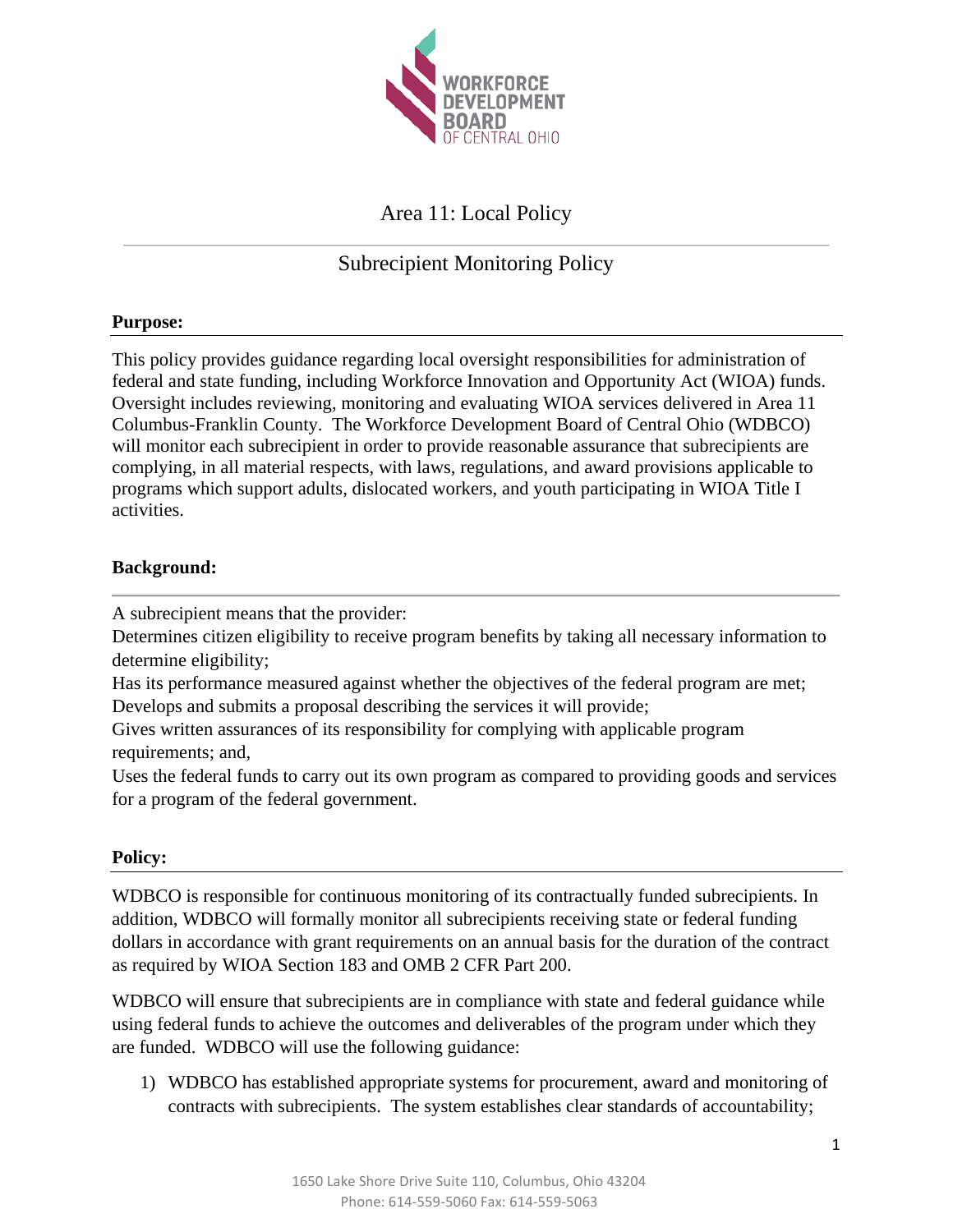# Area 11: Local Policy

## Subrecipient Monitoring Policy

**Purpose:**

This policy provides guidance regarding local oversight responsibilities for administration of federal and state funding, including Workforce Innovation and Opportunity Act (WIOA) funds. Oversight includes reviewing, monitoring and evaluating WIOA services delivered in Area 11 Columbus-Franklin County. The Workforce Development Board of Central Ohio (WDBCO) will monitor each subrecipient in order to provide reasonable assurance that subrecipients are complying, in all material respects, with laws, regulations, and award provisions applicable to programs which support adults, dislocated workers, and youth participating in WIOA Title I activities.

**Background:**

A subrecipient means that the provider:

Determines citizen eligibility to receive program benefits by taking all necessary information to determine eligibility;

Has its performance measured against whether the objectives of the federal program are met;

Develops and submits a proposal describing the services it will provide;

Gives written assurances of its responsibility for complying with applicable program requirements; and,

Uses the federal funds to carry out its own program as compared to providing goods and services for a program of the federal government.

**Policy:**

WDBCO is responsible for continuous monitoring of its contractually funded subrecipients. In addition, WDBCO will formally monitor all subrecipients receiving state or federal funding dollars in accordance with grant requirements on an annual basis for the duration of the contract as required by WIOA Section 183 and OMB 2 CFR Part 200.

WDBCO will ensure that subrecipients are in compliance with state and federal guidance while using federal funds to achieve the outcomes and deliverables of the program under which they are funded. WDBCO will use the following guidance:

1) WDBCO has established appropriate systems for procurement, award and monitoring of contracts with subrecipients. The system establishes clear standards of accountability;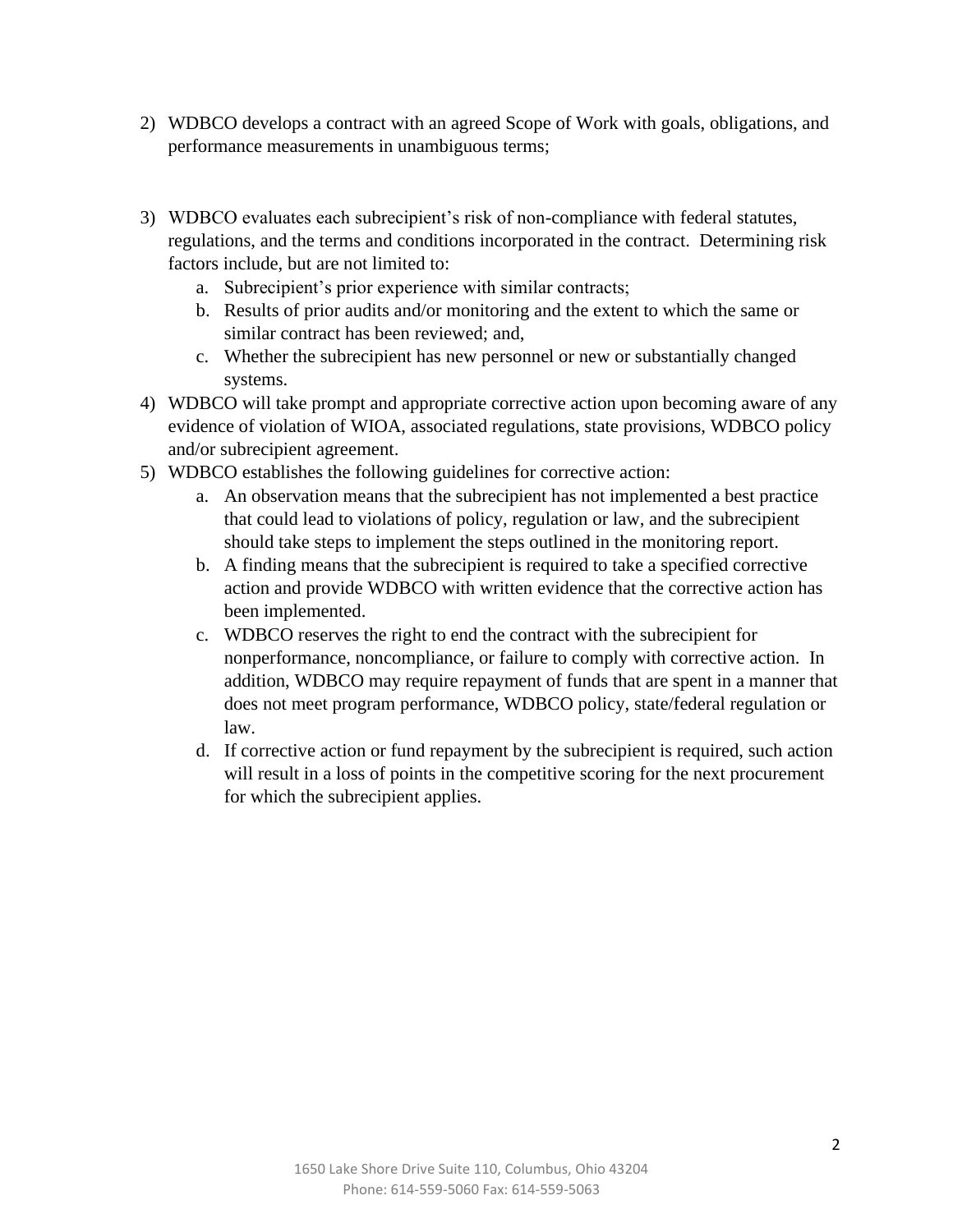2) WDBCO develops a contract with an agreed Scope of Work with goals, obligations, and performance measurements in unambiguous terms;

3) WDBCO evaluates each subrecipient's risk of non-compliance with federal statutes, regulations, and the terms and conditions incorporated in the contract. Determining risk factors include, but are not limited to:
    a. Subrecipient's prior experience with similar contracts;
    b. Results of prior audits and/or monitoring and the extent to which the same or similar contract has been reviewed; and,
    c. Whether the subrecipient has new personnel or new or substantially changed systems.
4) WDBCO will take prompt and appropriate corrective action upon becoming aware of any evidence of violation of WIOA, associated regulations, state provisions, WDBCO policy and/or subrecipient agreement.
5) WDBCO establishes the following guidelines for corrective action:
    a. An observation means that the subrecipient has not implemented a best practice that could lead to violations of policy, regulation or law, and the subrecipient should take steps to implement the steps outlined in the monitoring report.
    b. A finding means that the subrecipient is required to take a specified corrective action and provide WDBCO with written evidence that the corrective action has been implemented.
    c. WDBCO reserves the right to end the contract with the subrecipient for nonperformance, noncompliance, or failure to comply with corrective action. In addition, WDBCO may require repayment of funds that are spent in a manner that does not meet program performance, WDBCO policy, state/federal regulation or law.
    d. If corrective action or fund repayment by the subrecipient is required, such action will result in a loss of points in the competitive scoring for the next procurement for which the subrecipient applies.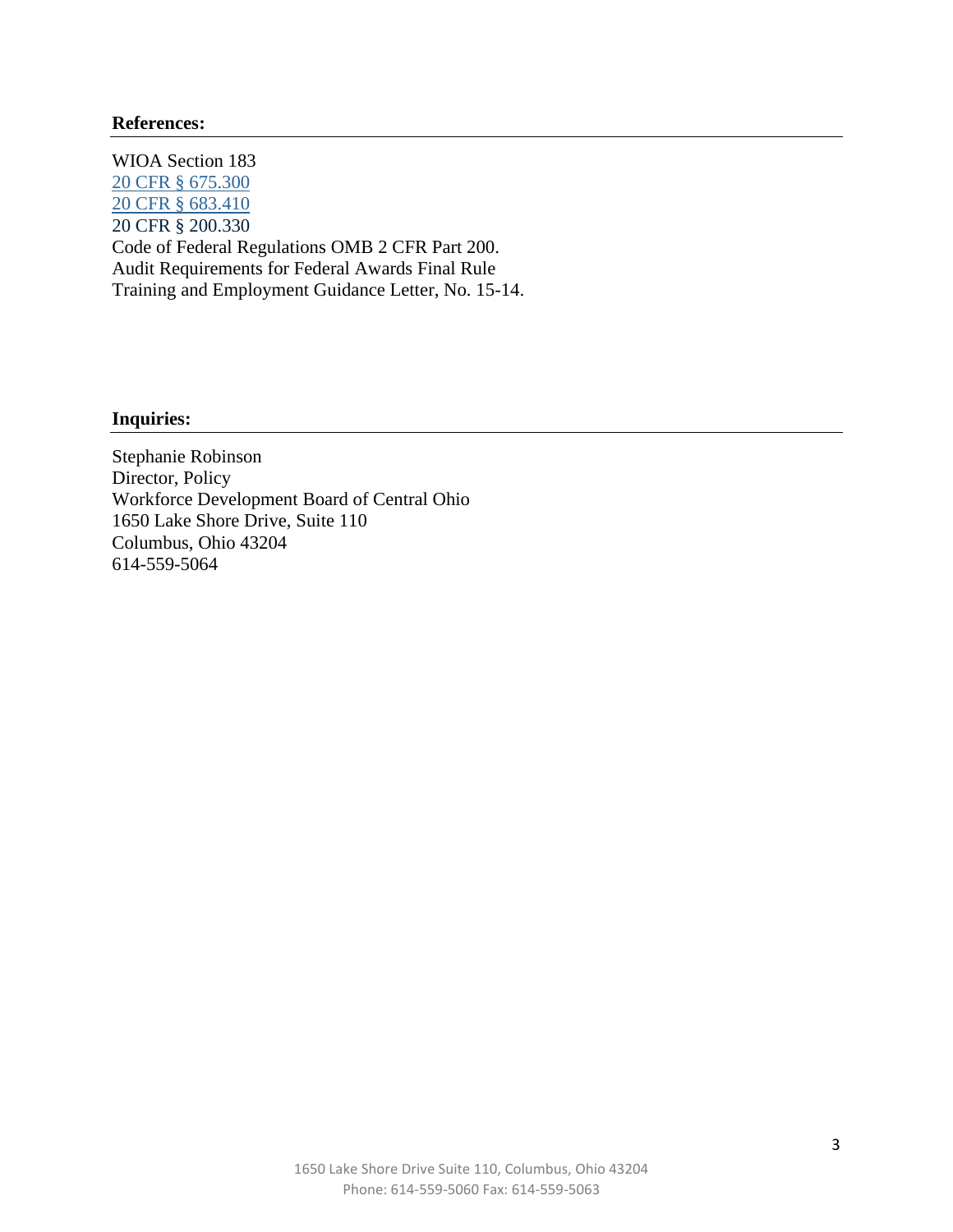**References:**

WIOA Section 183
20 CFR § 675.300
20 CFR § 683.410
20 CFR § 200.330
Code of Federal Regulations OMB 2 CFR Part 200.
Audit Requirements for Federal Awards Final Rule
Training and Employment Guidance Letter, No. 15-14.

**Inquiries:**

Stephanie Robinson
Director, Policy
Workforce Development Board of Central Ohio
1650 Lake Shore Drive, Suite 110
Columbus, Ohio 43204
614-559-5064